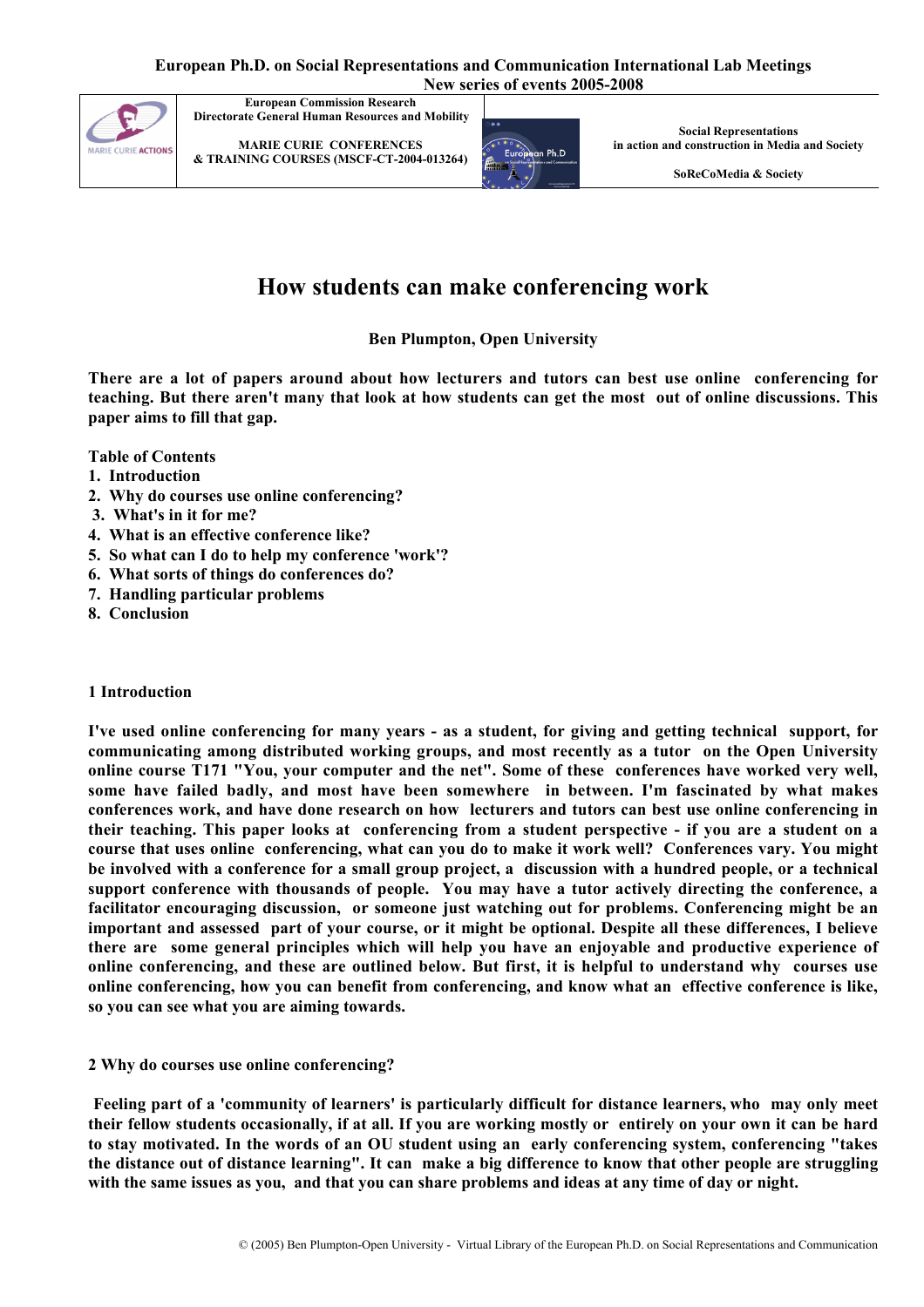# How students can make conferencing work

**Ben Plumpton, Open University**

**There are a lot of papers around about how lecturers and tutors can best use online conferencing for teaching. But there aren't many that look at how students can get the most out of online discussions. This paper aims to fill that gap.**

**Table of Contents**

1. **Introduction**
2. **Why do courses use online conferencing?**
3. **What's in it for me?**
4. **What is an effective conference like?**
5. **So what can I do to help my conference 'work'?**
6. **What sorts of things do conferences do?**
7. **Handling particular problems**
8. **Conclusion**

## 1 Introduction

**I've used online conferencing for many years - as a student, for giving and getting technical support, for communicating among distributed working groups, and most recently as a tutor on the Open University online course T171 "You, your computer and the net". Some of these conferences have worked very well, some have failed badly, and most have been somewhere in between. I'm fascinated by what makes conferences work, and have done research on how lecturers and tutors can best use online conferencing in their teaching. This paper looks at conferencing from a student perspective - if you are a student on a course that uses online conferencing, what can you do to make it work well? Conferences vary. You might be involved with a conference for a small group project, a discussion with a hundred people, or a technical support conference with thousands of people. You may have a tutor actively directing the conference, a facilitator encouraging discussion, or someone just watching out for problems. Conferencing might be an important and assessed part of your course, or it might be optional. Despite all these differences, I believe there are some general principles which will help you have an enjoyable and productive experience of online conferencing, and these are outlined below. But first, it is helpful to understand why courses use online conferencing, how you can benefit from conferencing, and know what an effective conference is like, so you can see what you are aiming towards.**

## 2 Why do courses use online conferencing?

**Feeling part of a 'community of learners' is particularly difficult for distance learners, who may only meet their fellow students occasionally, if at all. If you are working mostly or entirely on your own it can be hard to stay motivated. In the words of an OU student using an early conferencing system, conferencing "takes the distance out of distance learning". It can make a big difference to know that other people are struggling with the same issues as you, and that you can share problems and ideas at any time of day or night.**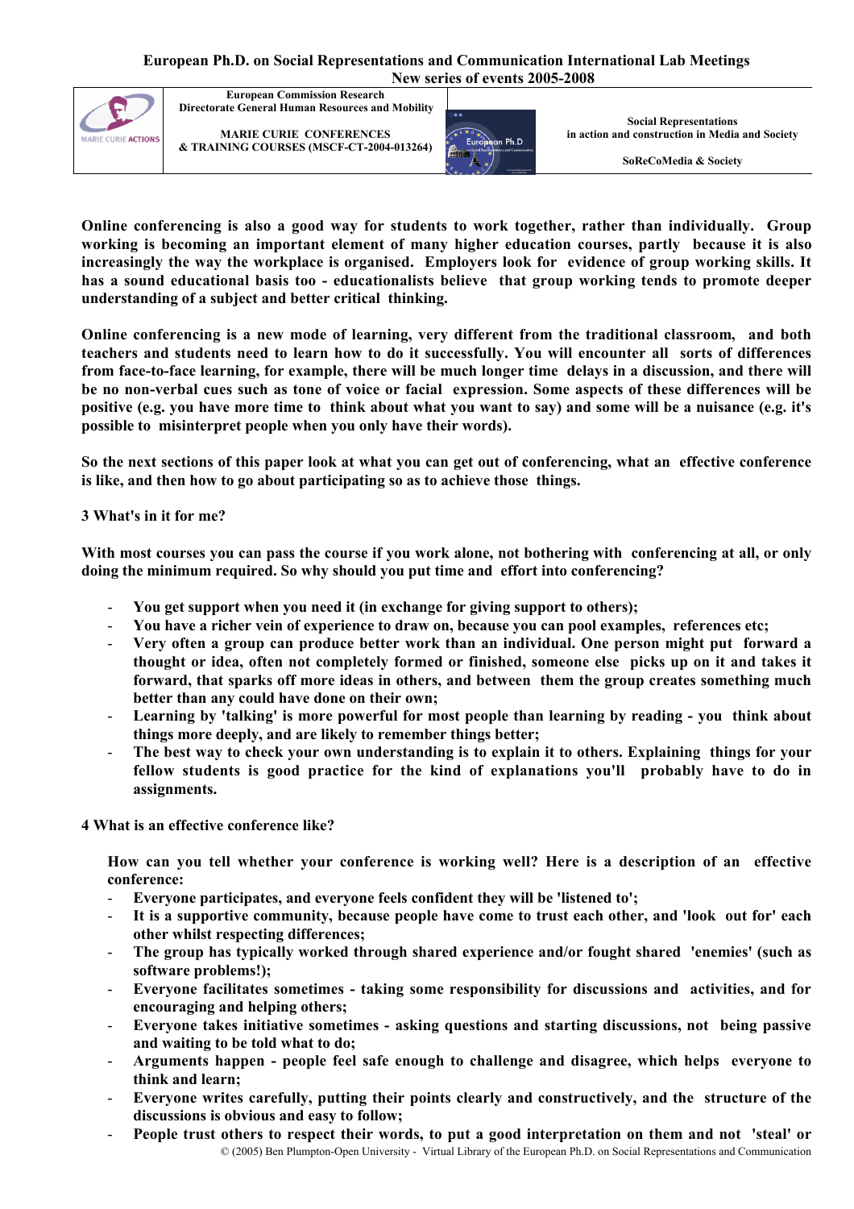**Online conferencing is also a good way for students to work together, rather than individually. Group working is becoming an important element of many higher education courses, partly because it is also increasingly the way the workplace is organised. Employers look for evidence of group working skills. It has a sound educational basis too - educationalists believe that group working tends to promote deeper understanding of a subject and better critical thinking.**

**Online conferencing is a new mode of learning, very different from the traditional classroom, and both teachers and students need to learn how to do it successfully. You will encounter all sorts of differences from face-to-face learning, for example, there will be much longer time delays in a discussion, and there will be no non-verbal cues such as tone of voice or facial expression. Some aspects of these differences will be positive (e.g. you have more time to think about what you want to say) and some will be a nuisance (e.g. it's possible to misinterpret people when you only have their words).**

**So the next sections of this paper look at what you can get out of conferencing, what an effective conference is like, and then how to go about participating so as to achieve those things.**

## 3 What's in it for me?

**With most courses you can pass the course if you work alone, not bothering with conferencing at all, or only doing the minimum required. So why should you put time and effort into conferencing?**

- **You get support when you need it (in exchange for giving support to others);**
- **You have a richer vein of experience to draw on, because you can pool examples, references etc;**
- **Very often a group can produce better work than an individual. One person might put forward a thought or idea, often not completely formed or finished, someone else picks up on it and takes it forward, that sparks off more ideas in others, and between them the group creates something much better than any could have done on their own;**
- **Learning by 'talking' is more powerful for most people than learning by reading - you think about things more deeply, and are likely to remember things better;**
- **The best way to check your own understanding is to explain it to others. Explaining things for your fellow students is good practice for the kind of explanations you'll probably have to do in assignments.**

## 4 What is an effective conference like?

**How can you tell whether your conference is working well? Here is a description of an effective conference:**

- **Everyone participates, and everyone feels confident they will be 'listened to';**
- **It is a supportive community, because people have come to trust each other, and 'look out for' each other whilst respecting differences;**
- **The group has typically worked through shared experience and/or fought shared 'enemies' (such as software problems!);**
- **Everyone facilitates sometimes - taking some responsibility for discussions and activities, and for encouraging and helping others;**
- **Everyone takes initiative sometimes - asking questions and starting discussions, not being passive and waiting to be told what to do;**
- **Arguments happen - people feel safe enough to challenge and disagree, which helps everyone to think and learn;**
- **Everyone writes carefully, putting their points clearly and constructively, and the structure of the discussions is obvious and easy to follow;**
- **People trust others to respect their words, to put a good interpretation on them and not 'steal' or**

© (2005) Ben Plumpton-Open University - Virtual Library of the European Ph.D. on Social Representations and Communication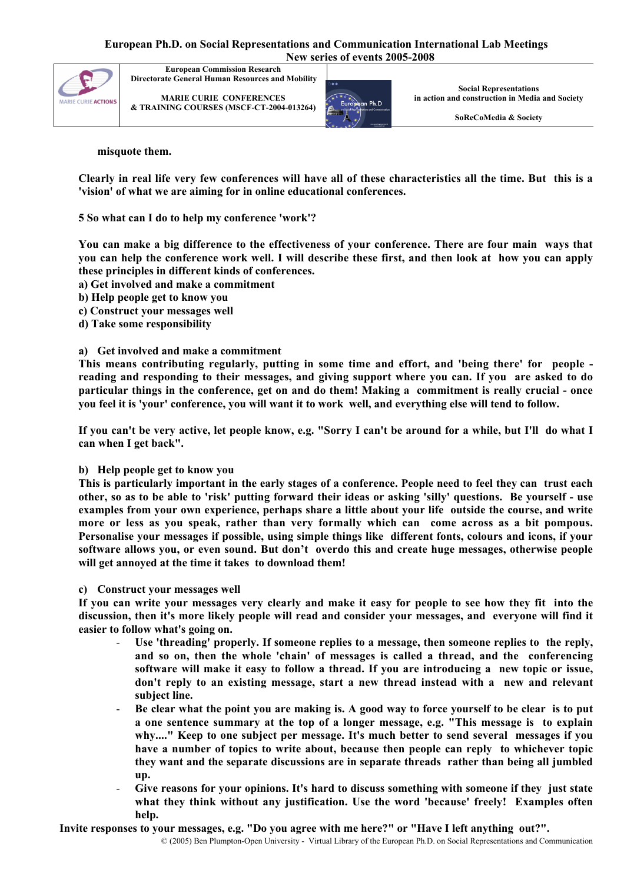misquote them.

Clearly in real life very few conferences will have all of these characteristics all the time. But this is a 'vision' of what we are aiming for in online educational conferences.

## 5 So what can I do to help my conference 'work'?

You can make a big difference to the effectiveness of your conference. There are four main ways that you can help the conference work well. I will describe these first, and then look at how you can apply these principles in different kinds of conferences.

a) Get involved and make a commitment
b) Help people get to know you
c) Construct your messages well
d) Take some responsibility

### a) Get involved and make a commitment

This means contributing regularly, putting in some time and effort, and 'being there' for people - reading and responding to their messages, and giving support where you can. If you are asked to do particular things in the conference, get on and do them! Making a commitment is really crucial - once you feel it is 'your' conference, you will want it to work well, and everything else will tend to follow.

If you can't be very active, let people know, e.g. "Sorry I can't be around for a while, but I'll do what I can when I get back".

### b) Help people get to know you

This is particularly important in the early stages of a conference. People need to feel they can trust each other, so as to be able to 'risk' putting forward their ideas or asking 'silly' questions. Be yourself - use examples from your own experience, perhaps share a little about your life outside the course, and write more or less as you speak, rather than very formally which can come across as a bit pompous. Personalise your messages if possible, using simple things like different fonts, colours and icons, if your software allows you, or even sound. But don't overdo this and create huge messages, otherwise people will get annoyed at the time it takes to download them!

### c) Construct your messages well

If you can write your messages very clearly and make it easy for people to see how they fit into the discussion, then it's more likely people will read and consider your messages, and everyone will find it easier to follow what's going on.

- Use 'threading' properly. If someone replies to a message, then someone replies to the reply, and so on, then the whole 'chain' of messages is called a thread, and the conferencing software will make it easy to follow a thread. If you are introducing a new topic or issue, don't reply to an existing message, start a new thread instead with a new and relevant subject line.
- Be clear what the point you are making is. A good way to force yourself to be clear is to put a one sentence summary at the top of a longer message, e.g. "This message is to explain why...." Keep to one subject per message. It's much better to send several messages if you have a number of topics to write about, because then people can reply to whichever topic they want and the separate discussions are in separate threads rather than being all jumbled up.
- Give reasons for your opinions. It's hard to discuss something with someone if they just state what they think without any justification. Use the word 'because' freely! Examples often help.

Invite responses to your messages, e.g. "Do you agree with me here?" or "Have I left anything out?".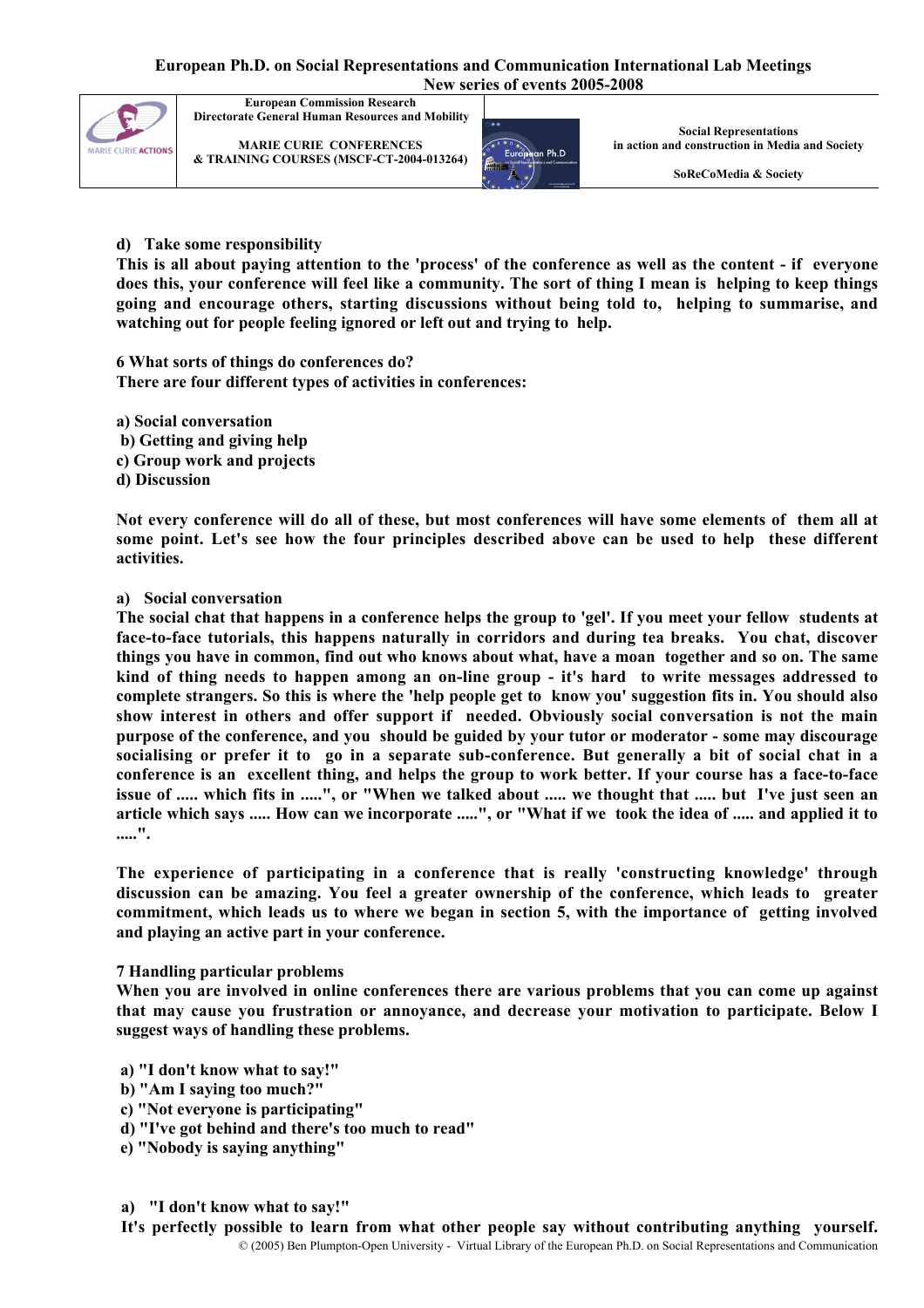d) Take some responsibility

This is all about paying attention to the 'process' of the conference as well as the content - if everyone does this, your conference will feel like a community. The sort of thing I mean is helping to keep things going and encourage others, starting discussions without being told to, helping to summarise, and watching out for people feeling ignored or left out and trying to help.

## 6 What sorts of things do conferences do?

There are four different types of activities in conferences:

a) Social conversation
b) Getting and giving help
c) Group work and projects
d) Discussion

Not every conference will do all of these, but most conferences will have some elements of them all at some point. Let's see how the four principles described above can be used to help these different activities.

a) Social conversation

The social chat that happens in a conference helps the group to 'gel'. If you meet your fellow students at face-to-face tutorials, this happens naturally in corridors and during tea breaks. You chat, discover things you have in common, find out who knows about what, have a moan together and so on. The same kind of thing needs to happen among an on-line group - it's hard to write messages addressed to complete strangers. So this is where the 'help people get to know you' suggestion fits in. You should also show interest in others and offer support if needed. Obviously social conversation is not the main purpose of the conference, and you should be guided by your tutor or moderator - some may discourage socialising or prefer it to go in a separate sub-conference. But generally a bit of social chat in a conference is an excellent thing, and helps the group to work better. If your course has a face-to-face issue of ..... which fits in .....", or "When we talked about ..... we thought that ..... but I've just seen an article which says ..... How can we incorporate .....", or "What if we took the idea of ..... and applied it to .....".

The experience of participating in a conference that is really 'constructing knowledge' through discussion can be amazing. You feel a greater ownership of the conference, which leads to greater commitment, which leads us to where we began in section 5, with the importance of getting involved and playing an active part in your conference.

## 7 Handling particular problems

When you are involved in online conferences there are various problems that you can come up against that may cause you frustration or annoyance, and decrease your motivation to participate. Below I suggest ways of handling these problems.

a) "I don't know what to say!"
b) "Am I saying too much?"
c) "Not everyone is participating"
d) "I've got behind and there's too much to read"
e) "Nobody is saying anything"

a) "I don't know what to say!"

It's perfectly possible to learn from what other people say without contributing anything yourself.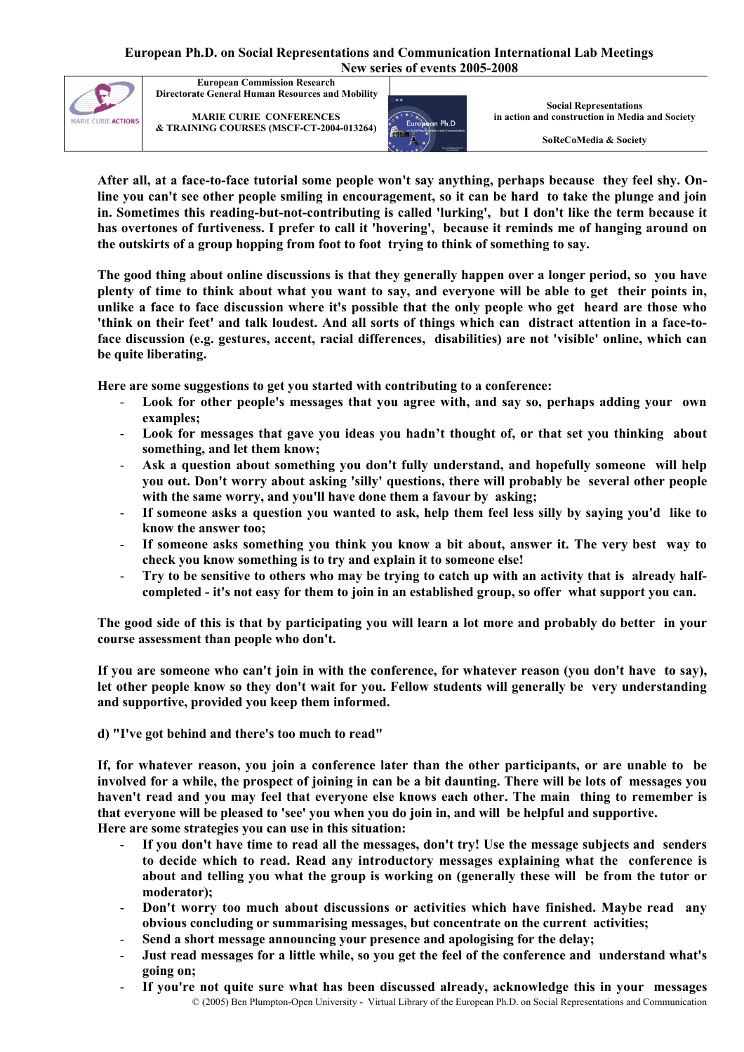After all, at a face-to-face tutorial some people won't say anything, perhaps because they feel shy. On-line you can't see other people smiling in encouragement, so it can be hard to take the plunge and join in. Sometimes this reading-but-not-contributing is called 'lurking', but I don't like the term because it has overtones of furtiveness. I prefer to call it 'hovering', because it reminds me of hanging around on the outskirts of a group hopping from foot to foot trying to think of something to say.

The good thing about online discussions is that they generally happen over a longer period, so you have plenty of time to think about what you want to say, and everyone will be able to get their points in, unlike a face to face discussion where it's possible that the only people who get heard are those who 'think on their feet' and talk loudest. And all sorts of things which can distract attention in a face-to-face discussion (e.g. gestures, accent, racial differences, disabilities) are not 'visible' online, which can be quite liberating.

Here are some suggestions to get you started with contributing to a conference:

- Look for other people's messages that you agree with, and say so, perhaps adding your own examples;
- Look for messages that gave you ideas you hadn't thought of, or that set you thinking about something, and let them know;
- Ask a question about something you don't fully understand, and hopefully someone will help you out. Don't worry about asking 'silly' questions, there will probably be several other people with the same worry, and you'll have done them a favour by asking;
- If someone asks a question you wanted to ask, help them feel less silly by saying you'd like to know the answer too;
- If someone asks something you think you know a bit about, answer it. The very best way to check you know something is to try and explain it to someone else!
- Try to be sensitive to others who may be trying to catch up with an activity that is already half-completed - it's not easy for them to join in an established group, so offer what support you can.

The good side of this is that by participating you will learn a lot more and probably do better in your course assessment than people who don't.

If you are someone who can't join in with the conference, for whatever reason (you don't have to say), let other people know so they don't wait for you. Fellow students will generally be very understanding and supportive, provided you keep them informed.

d) "I've got behind and there's too much to read"

If, for whatever reason, you join a conference later than the other participants, or are unable to be involved for a while, the prospect of joining in can be a bit daunting. There will be lots of messages you haven't read and you may feel that everyone else knows each other. The main thing to remember is that everyone will be pleased to 'see' you when you do join in, and will be helpful and supportive.
Here are some strategies you can use in this situation:

- If you don't have time to read all the messages, don't try! Use the message subjects and senders to decide which to read. Read any introductory messages explaining what the conference is about and telling you what the group is working on (generally these will be from the tutor or moderator);
- Don't worry too much about discussions or activities which have finished. Maybe read any obvious concluding or summarising messages, but concentrate on the current activities;
- Send a short message announcing your presence and apologising for the delay;
- Just read messages for a little while, so you get the feel of the conference and understand what's going on;
- If you're not quite sure what has been discussed already, acknowledge this in your messages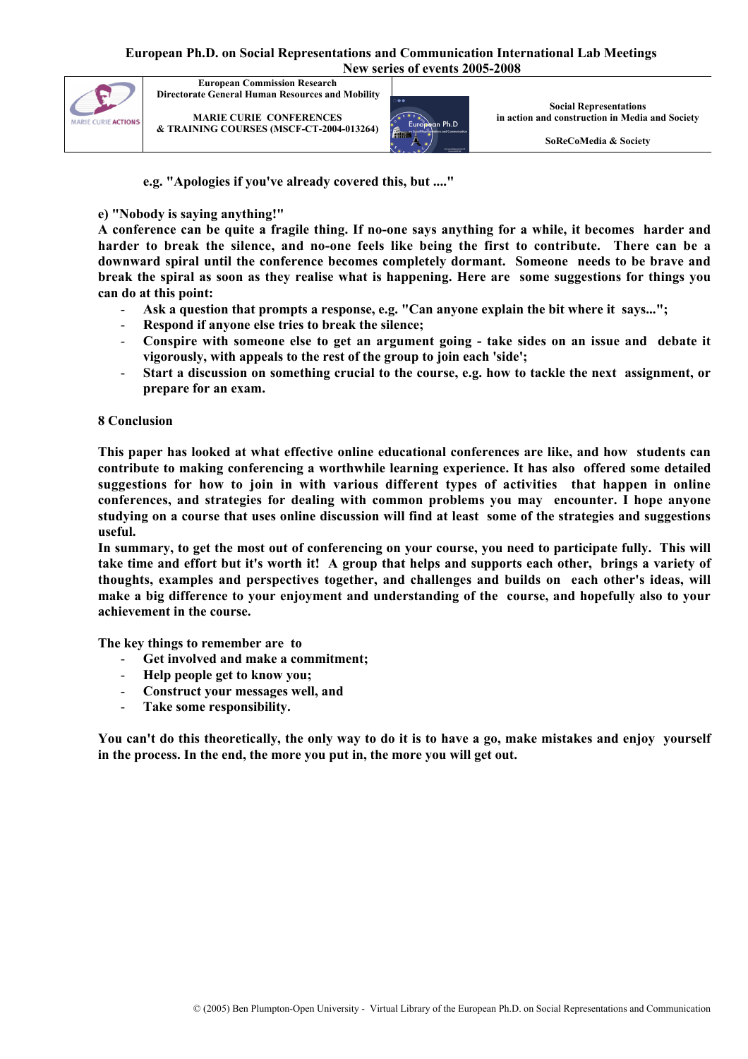e.g. "Apologies if you've already covered this, but ...."

**e) "Nobody is saying anything!"**

A conference can be quite a fragile thing. If no-one says anything for a while, it becomes harder and harder to break the silence, and no-one feels like being the first to contribute. There can be a downward spiral until the conference becomes completely dormant. Someone needs to be brave and break the spiral as soon as they realise what is happening. Here are some suggestions for things you can do at this point:

- Ask a question that prompts a response, e.g. "Can anyone explain the bit where it says...";
- Respond if anyone else tries to break the silence;
- Conspire with someone else to get an argument going - take sides on an issue and debate it vigorously, with appeals to the rest of the group to join each 'side';
- Start a discussion on something crucial to the course, e.g. how to tackle the next assignment, or prepare for an exam.

## 8 Conclusion

This paper has looked at what effective online educational conferences are like, and how students can contribute to making conferencing a worthwhile learning experience. It has also offered some detailed suggestions for how to join in with various different types of activities that happen in online conferences, and strategies for dealing with common problems you may encounter. I hope anyone studying on a course that uses online discussion will find at least some of the strategies and suggestions useful.

In summary, to get the most out of conferencing on your course, you need to participate fully. This will take time and effort but it's worth it! A group that helps and supports each other, brings a variety of thoughts, examples and perspectives together, and challenges and builds on each other's ideas, will make a big difference to your enjoyment and understanding of the course, and hopefully also to your achievement in the course.

The key things to remember are to

- Get involved and make a commitment;
- Help people get to know you;
- Construct your messages well, and
- Take some responsibility.

You can't do this theoretically, the only way to do it is to have a go, make mistakes and enjoy yourself in the process. In the end, the more you put in, the more you will get out.